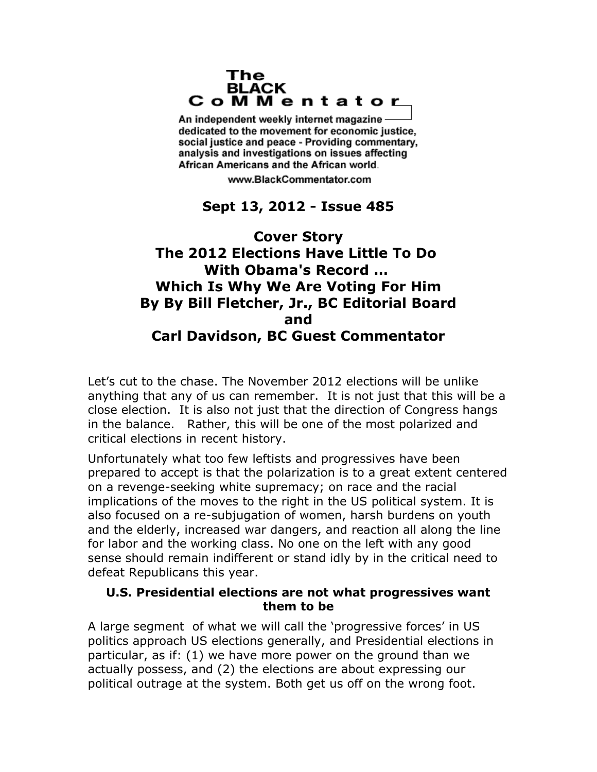# The BLACK CoMMentator

An independent weekly internet magazine dedicated to the movement for economic justice, social justice and peace - Providing commentary, analysis and investigations on issues affecting African Americans and the African world.

www.BlackCommentator.com

**Sept 13, 2012 - Issue 485**

## Cover Story
## The 2012 Elections Have Little To Do With Obama's Record … Which Is Why We Are Voting For Him
## By By Bill Fletcher, Jr., BC Editorial Board and Carl Davidson, BC Guest Commentator

Let's cut to the chase. The November 2012 elections will be unlike anything that any of us can remember. It is not just that this will be a close election. It is also not just that the direction of Congress hangs in the balance. Rather, this will be one of the most polarized and critical elections in recent history.

Unfortunately what too few leftists and progressives have been prepared to accept is that the polarization is to a great extent centered on a revenge-seeking white supremacy; on race and the racial implications of the moves to the right in the US political system. It is also focused on a re-subjugation of women, harsh burdens on youth and the elderly, increased war dangers, and reaction all along the line for labor and the working class. No one on the left with any good sense should remain indifferent or stand idly by in the critical need to defeat Republicans this year.

### U.S. Presidential elections are not what progressives want them to be

A large segment of what we will call the 'progressive forces' in US politics approach US elections generally, and Presidential elections in particular, as if: (1) we have more power on the ground than we actually possess, and (2) the elections are about expressing our political outrage at the system. Both get us off on the wrong foot.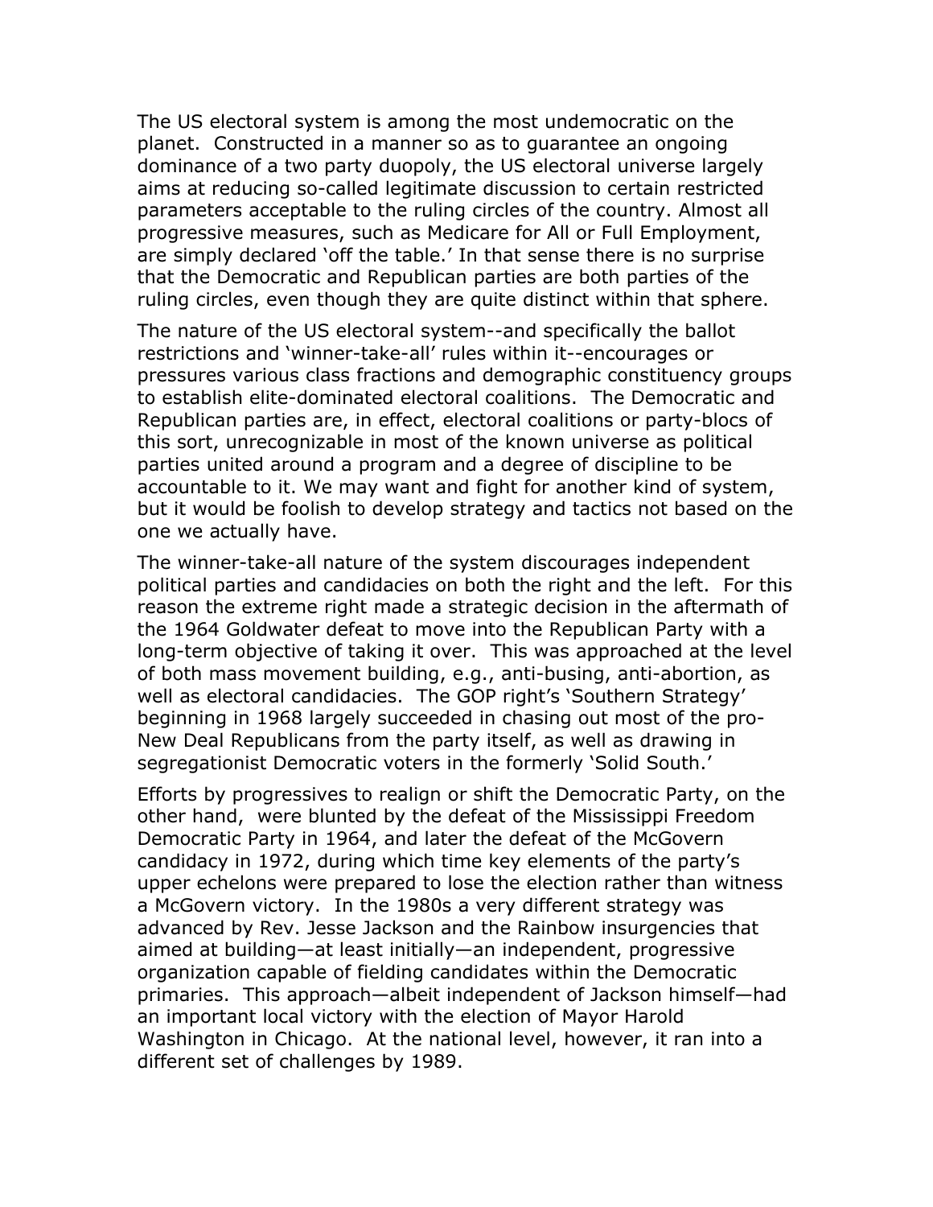The US electoral system is among the most undemocratic on the planet. Constructed in a manner so as to guarantee an ongoing dominance of a two party duopoly, the US electoral universe largely aims at reducing so-called legitimate discussion to certain restricted parameters acceptable to the ruling circles of the country. Almost all progressive measures, such as Medicare for All or Full Employment, are simply declared 'off the table.' In that sense there is no surprise that the Democratic and Republican parties are both parties of the ruling circles, even though they are quite distinct within that sphere.

The nature of the US electoral system--and specifically the ballot restrictions and 'winner-take-all' rules within it--encourages or pressures various class fractions and demographic constituency groups to establish elite-dominated electoral coalitions. The Democratic and Republican parties are, in effect, electoral coalitions or party-blocs of this sort, unrecognizable in most of the known universe as political parties united around a program and a degree of discipline to be accountable to it. We may want and fight for another kind of system, but it would be foolish to develop strategy and tactics not based on the one we actually have.

The winner-take-all nature of the system discourages independent political parties and candidacies on both the right and the left. For this reason the extreme right made a strategic decision in the aftermath of the 1964 Goldwater defeat to move into the Republican Party with a long-term objective of taking it over. This was approached at the level of both mass movement building, e.g., anti-busing, anti-abortion, as well as electoral candidacies. The GOP right's 'Southern Strategy' beginning in 1968 largely succeeded in chasing out most of the pro-New Deal Republicans from the party itself, as well as drawing in segregationist Democratic voters in the formerly 'Solid South.'

Efforts by progressives to realign or shift the Democratic Party, on the other hand, were blunted by the defeat of the Mississippi Freedom Democratic Party in 1964, and later the defeat of the McGovern candidacy in 1972, during which time key elements of the party's upper echelons were prepared to lose the election rather than witness a McGovern victory. In the 1980s a very different strategy was advanced by Rev. Jesse Jackson and the Rainbow insurgencies that aimed at building—at least initially—an independent, progressive organization capable of fielding candidates within the Democratic primaries. This approach—albeit independent of Jackson himself—had an important local victory with the election of Mayor Harold Washington in Chicago. At the national level, however, it ran into a different set of challenges by 1989.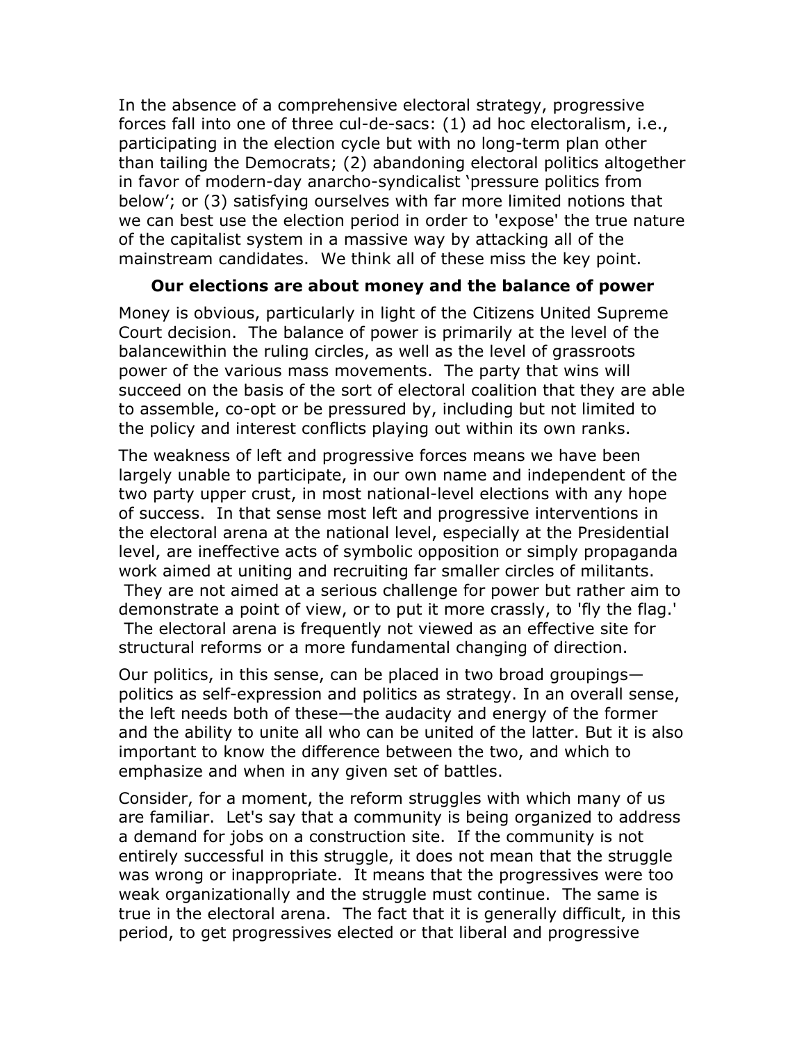In the absence of a comprehensive electoral strategy, progressive forces fall into one of three cul-de-sacs: (1) ad hoc electoralism, i.e., participating in the election cycle but with no long-term plan other than tailing the Democrats; (2) abandoning electoral politics altogether in favor of modern-day anarcho-syndicalist 'pressure politics from below'; or (3) satisfying ourselves with far more limited notions that we can best use the election period in order to 'expose' the true nature of the capitalist system in a massive way by attacking all of the mainstream candidates. We think all of these miss the key point.

### Our elections are about money and the balance of power

Money is obvious, particularly in light of the Citizens United Supreme Court decision. The balance of power is primarily at the level of the balancewithin the ruling circles, as well as the level of grassroots power of the various mass movements. The party that wins will succeed on the basis of the sort of electoral coalition that they are able to assemble, co-opt or be pressured by, including but not limited to the policy and interest conflicts playing out within its own ranks.

The weakness of left and progressive forces means we have been largely unable to participate, in our own name and independent of the two party upper crust, in most national-level elections with any hope of success. In that sense most left and progressive interventions in the electoral arena at the national level, especially at the Presidential level, are ineffective acts of symbolic opposition or simply propaganda work aimed at uniting and recruiting far smaller circles of militants. They are not aimed at a serious challenge for power but rather aim to demonstrate a point of view, or to put it more crassly, to 'fly the flag.' The electoral arena is frequently not viewed as an effective site for structural reforms or a more fundamental changing of direction.

Our politics, in this sense, can be placed in two broad groupings—politics as self-expression and politics as strategy. In an overall sense, the left needs both of these—the audacity and energy of the former and the ability to unite all who can be united of the latter. But it is also important to know the difference between the two, and which to emphasize and when in any given set of battles.

Consider, for a moment, the reform struggles with which many of us are familiar. Let's say that a community is being organized to address a demand for jobs on a construction site. If the community is not entirely successful in this struggle, it does not mean that the struggle was wrong or inappropriate. It means that the progressives were too weak organizationally and the struggle must continue. The same is true in the electoral arena. The fact that it is generally difficult, in this period, to get progressives elected or that liberal and progressive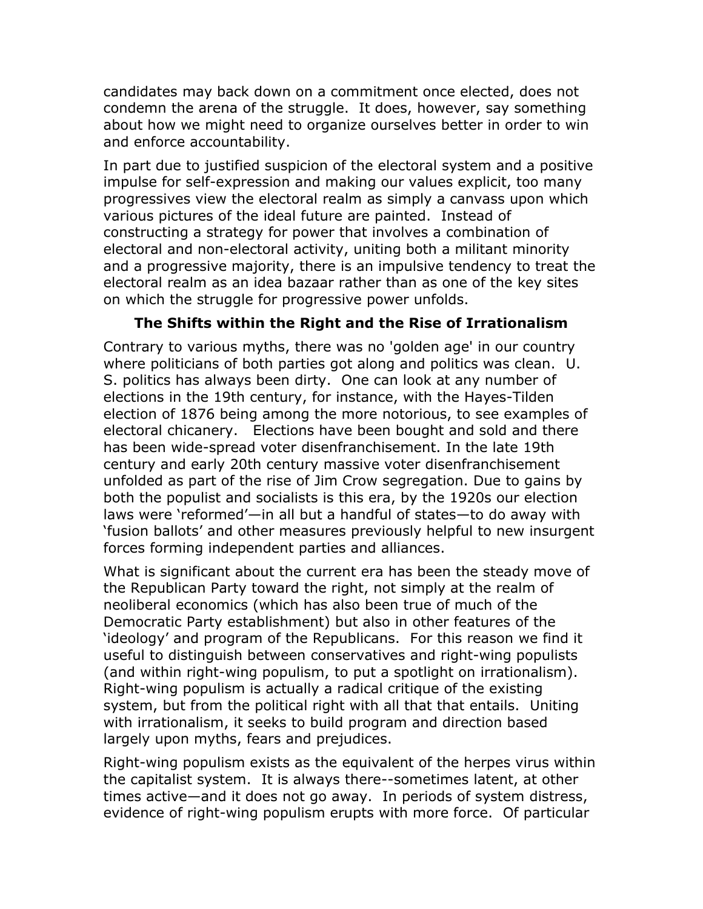candidates may back down on a commitment once elected, does not condemn the arena of the struggle.  It does, however, say something about how we might need to organize ourselves better in order to win and enforce accountability.

In part due to justified suspicion of the electoral system and a positive impulse for self-expression and making our values explicit, too many progressives view the electoral realm as simply a canvass upon which various pictures of the ideal future are painted.  Instead of constructing a strategy for power that involves a combination of electoral and non-electoral activity, uniting both a militant minority and a progressive majority, there is an impulsive tendency to treat the electoral realm as an idea bazaar rather than as one of the key sites on which the struggle for progressive power unfolds.

## The Shifts within the Right and the Rise of Irrationalism

Contrary to various myths, there was no 'golden age' in our country where politicians of both parties got along and politics was clean.  U. S. politics has always been dirty.  One can look at any number of elections in the 19th century, for instance, with the Hayes-Tilden election of 1876 being among the more notorious, to see examples of electoral chicanery.   Elections have been bought and sold and there has been wide-spread voter disenfranchisement. In the late 19th century and early 20th century massive voter disenfranchisement unfolded as part of the rise of Jim Crow segregation. Due to gains by both the populist and socialists is this era, by the 1920s our election laws were 'reformed'—in all but a handful of states—to do away with 'fusion ballots' and other measures previously helpful to new insurgent forces forming independent parties and alliances.

What is significant about the current era has been the steady move of the Republican Party toward the right, not simply at the realm of neoliberal economics (which has also been true of much of the Democratic Party establishment) but also in other features of the 'ideology' and program of the Republicans.  For this reason we find it useful to distinguish between conservatives and right-wing populists (and within right-wing populism, to put a spotlight on irrationalism).  Right-wing populism is actually a radical critique of the existing system, but from the political right with all that that entails.  Uniting with irrationalism, it seeks to build program and direction based largely upon myths, fears and prejudices.

Right-wing populism exists as the equivalent of the herpes virus within the capitalist system.  It is always there--sometimes latent, at other times active—and it does not go away.  In periods of system distress, evidence of right-wing populism erupts with more force.  Of particular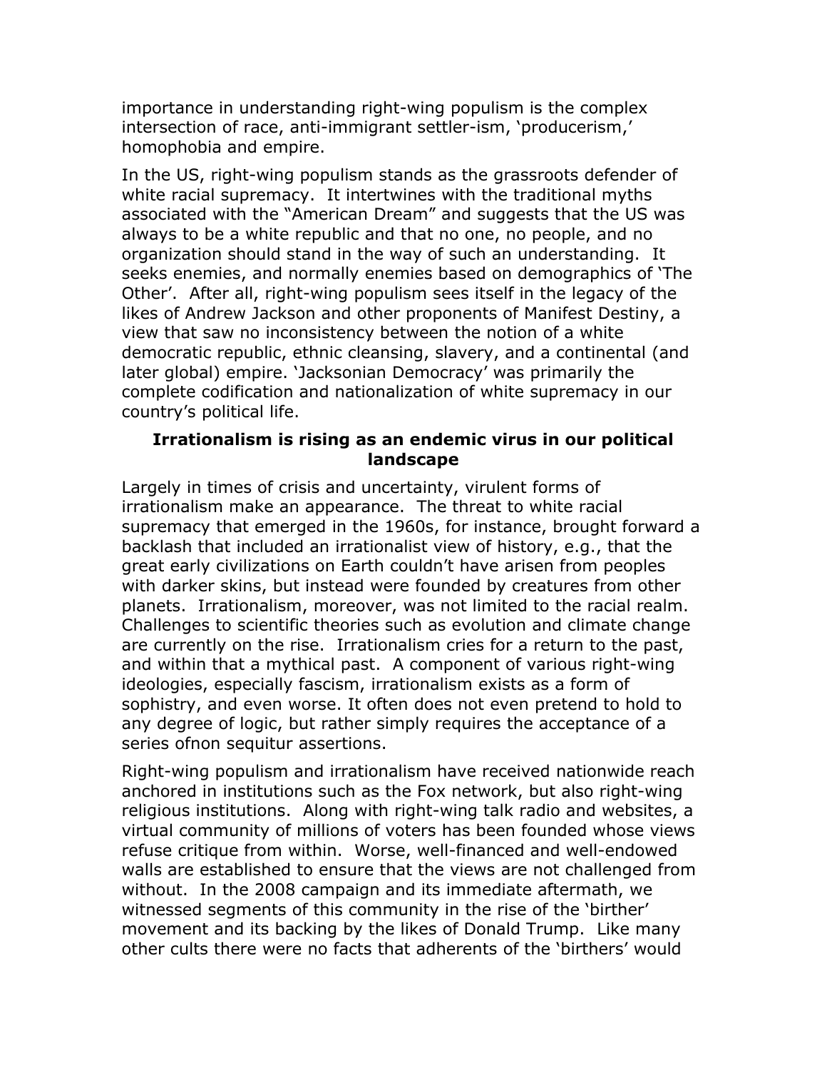importance in understanding right-wing populism is the complex intersection of race, anti-immigrant settler-ism, 'producerism,' homophobia and empire.

In the US, right-wing populism stands as the grassroots defender of white racial supremacy. It intertwines with the traditional myths associated with the "American Dream" and suggests that the US was always to be a white republic and that no one, no people, and no organization should stand in the way of such an understanding. It seeks enemies, and normally enemies based on demographics of 'The Other'. After all, right-wing populism sees itself in the legacy of the likes of Andrew Jackson and other proponents of Manifest Destiny, a view that saw no inconsistency between the notion of a white democratic republic, ethnic cleansing, slavery, and a continental (and later global) empire. 'Jacksonian Democracy' was primarily the complete codification and nationalization of white supremacy in our country's political life.

**Irrationalism is rising as an endemic virus in our political landscape**

Largely in times of crisis and uncertainty, virulent forms of irrationalism make an appearance. The threat to white racial supremacy that emerged in the 1960s, for instance, brought forward a backlash that included an irrationalist view of history, e.g., that the great early civilizations on Earth couldn't have arisen from peoples with darker skins, but instead were founded by creatures from other planets. Irrationalism, moreover, was not limited to the racial realm. Challenges to scientific theories such as evolution and climate change are currently on the rise. Irrationalism cries for a return to the past, and within that a mythical past. A component of various right-wing ideologies, especially fascism, irrationalism exists as a form of sophistry, and even worse. It often does not even pretend to hold to any degree of logic, but rather simply requires the acceptance of a series ofnon sequitur assertions.

Right-wing populism and irrationalism have received nationwide reach anchored in institutions such as the Fox network, but also right-wing religious institutions. Along with right-wing talk radio and websites, a virtual community of millions of voters has been founded whose views refuse critique from within. Worse, well-financed and well-endowed walls are established to ensure that the views are not challenged from without. In the 2008 campaign and its immediate aftermath, we witnessed segments of this community in the rise of the 'birther' movement and its backing by the likes of Donald Trump. Like many other cults there were no facts that adherents of the 'birthers' would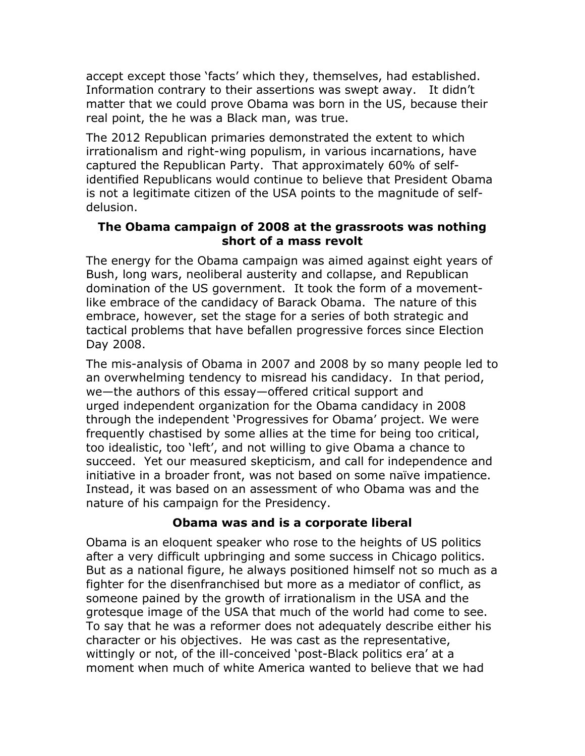accept except those 'facts' which they, themselves, had established. Information contrary to their assertions was swept away. It didn't matter that we could prove Obama was born in the US, because their real point, the he was a Black man, was true.

The 2012 Republican primaries demonstrated the extent to which irrationalism and right-wing populism, in various incarnations, have captured the Republican Party. That approximately 60% of self-identified Republicans would continue to believe that President Obama is not a legitimate citizen of the USA points to the magnitude of self-delusion.

**The Obama campaign of 2008 at the grassroots was nothing short of a mass revolt**

The energy for the Obama campaign was aimed against eight years of Bush, long wars, neoliberal austerity and collapse, and Republican domination of the US government. It took the form of a movement-like embrace of the candidacy of Barack Obama. The nature of this embrace, however, set the stage for a series of both strategic and tactical problems that have befallen progressive forces since Election Day 2008.

The mis-analysis of Obama in 2007 and 2008 by so many people led to an overwhelming tendency to misread his candidacy. In that period, we—the authors of this essay—offered critical support and urged independent organization for the Obama candidacy in 2008 through the independent 'Progressives for Obama' project. We were frequently chastised by some allies at the time for being too critical, too idealistic, too 'left', and not willing to give Obama a chance to succeed. Yet our measured skepticism, and call for independence and initiative in a broader front, was not based on some naïve impatience. Instead, it was based on an assessment of who Obama was and the nature of his campaign for the Presidency.

**Obama was and is a corporate liberal**

Obama is an eloquent speaker who rose to the heights of US politics after a very difficult upbringing and some success in Chicago politics. But as a national figure, he always positioned himself not so much as a fighter for the disenfranchised but more as a mediator of conflict, as someone pained by the growth of irrationalism in the USA and the grotesque image of the USA that much of the world had come to see. To say that he was a reformer does not adequately describe either his character or his objectives. He was cast as the representative, wittingly or not, of the ill-conceived 'post-Black politics era' at a moment when much of white America wanted to believe that we had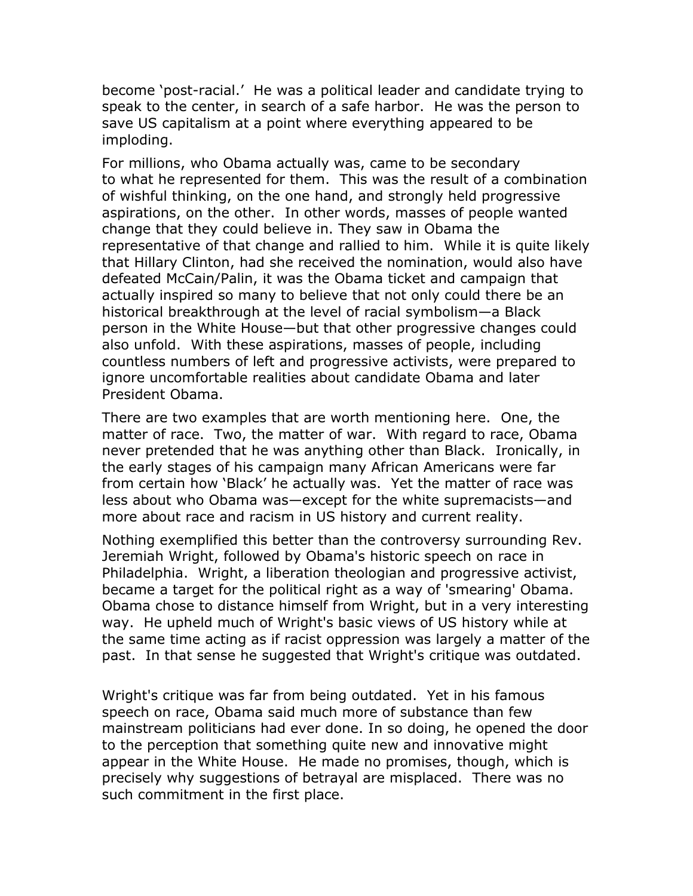become 'post-racial.' He was a political leader and candidate trying to speak to the center, in search of a safe harbor. He was the person to save US capitalism at a point where everything appeared to be imploding.

For millions, who Obama actually was, came to be secondary to what he represented for them. This was the result of a combination of wishful thinking, on the one hand, and strongly held progressive aspirations, on the other. In other words, masses of people wanted change that they could believe in. They saw in Obama the representative of that change and rallied to him. While it is quite likely that Hillary Clinton, had she received the nomination, would also have defeated McCain/Palin, it was the Obama ticket and campaign that actually inspired so many to believe that not only could there be an historical breakthrough at the level of racial symbolism—a Black person in the White House—but that other progressive changes could also unfold. With these aspirations, masses of people, including countless numbers of left and progressive activists, were prepared to ignore uncomfortable realities about candidate Obama and later President Obama.

There are two examples that are worth mentioning here. One, the matter of race. Two, the matter of war. With regard to race, Obama never pretended that he was anything other than Black. Ironically, in the early stages of his campaign many African Americans were far from certain how 'Black' he actually was. Yet the matter of race was less about who Obama was—except for the white supremacists—and more about race and racism in US history and current reality.

Nothing exemplified this better than the controversy surrounding Rev. Jeremiah Wright, followed by Obama's historic speech on race in Philadelphia. Wright, a liberation theologian and progressive activist, became a target for the political right as a way of 'smearing' Obama. Obama chose to distance himself from Wright, but in a very interesting way. He upheld much of Wright's basic views of US history while at the same time acting as if racist oppression was largely a matter of the past. In that sense he suggested that Wright's critique was outdated.

Wright's critique was far from being outdated. Yet in his famous speech on race, Obama said much more of substance than few mainstream politicians had ever done. In so doing, he opened the door to the perception that something quite new and innovative might appear in the White House. He made no promises, though, which is precisely why suggestions of betrayal are misplaced. There was no such commitment in the first place.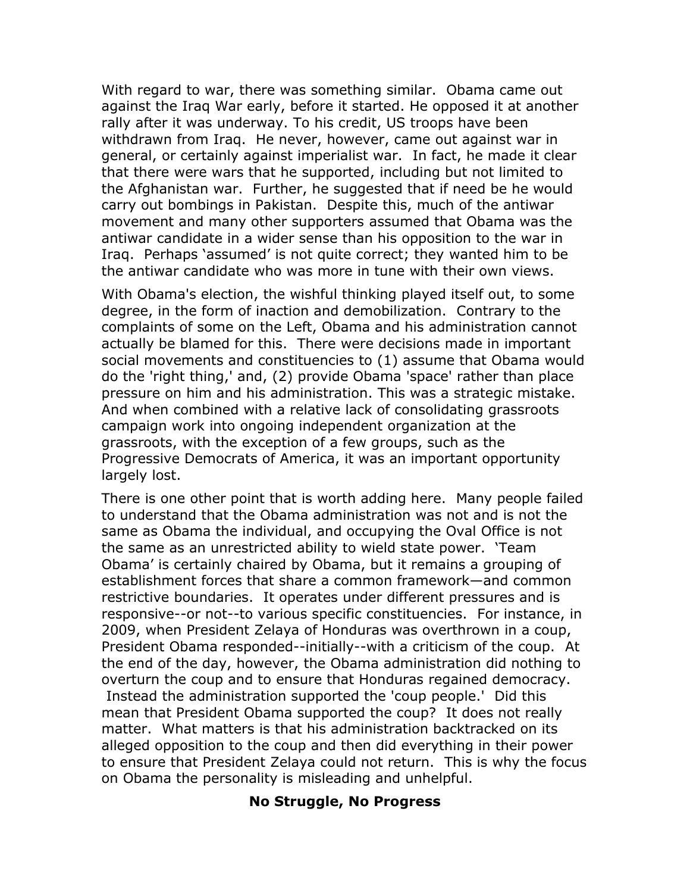With regard to war, there was something similar. Obama came out against the Iraq War early, before it started. He opposed it at another rally after it was underway. To his credit, US troops have been withdrawn from Iraq. He never, however, came out against war in general, or certainly against imperialist war. In fact, he made it clear that there were wars that he supported, including but not limited to the Afghanistan war. Further, he suggested that if need be he would carry out bombings in Pakistan. Despite this, much of the antiwar movement and many other supporters assumed that Obama was the antiwar candidate in a wider sense than his opposition to the war in Iraq. Perhaps 'assumed' is not quite correct; they wanted him to be the antiwar candidate who was more in tune with their own views.

With Obama's election, the wishful thinking played itself out, to some degree, in the form of inaction and demobilization. Contrary to the complaints of some on the Left, Obama and his administration cannot actually be blamed for this. There were decisions made in important social movements and constituencies to (1) assume that Obama would do the 'right thing,' and, (2) provide Obama 'space' rather than place pressure on him and his administration. This was a strategic mistake. And when combined with a relative lack of consolidating grassroots campaign work into ongoing independent organization at the grassroots, with the exception of a few groups, such as the Progressive Democrats of America, it was an important opportunity largely lost.

There is one other point that is worth adding here. Many people failed to understand that the Obama administration was not and is not the same as Obama the individual, and occupying the Oval Office is not the same as an unrestricted ability to wield state power. 'Team Obama' is certainly chaired by Obama, but it remains a grouping of establishment forces that share a common framework—and common restrictive boundaries. It operates under different pressures and is responsive--or not--to various specific constituencies. For instance, in 2009, when President Zelaya of Honduras was overthrown in a coup, President Obama responded--initially--with a criticism of the coup. At the end of the day, however, the Obama administration did nothing to overturn the coup and to ensure that Honduras regained democracy. Instead the administration supported the 'coup people.' Did this mean that President Obama supported the coup? It does not really matter. What matters is that his administration backtracked on its alleged opposition to the coup and then did everything in their power to ensure that President Zelaya could not return. This is why the focus on Obama the personality is misleading and unhelpful.

## No Struggle, No Progress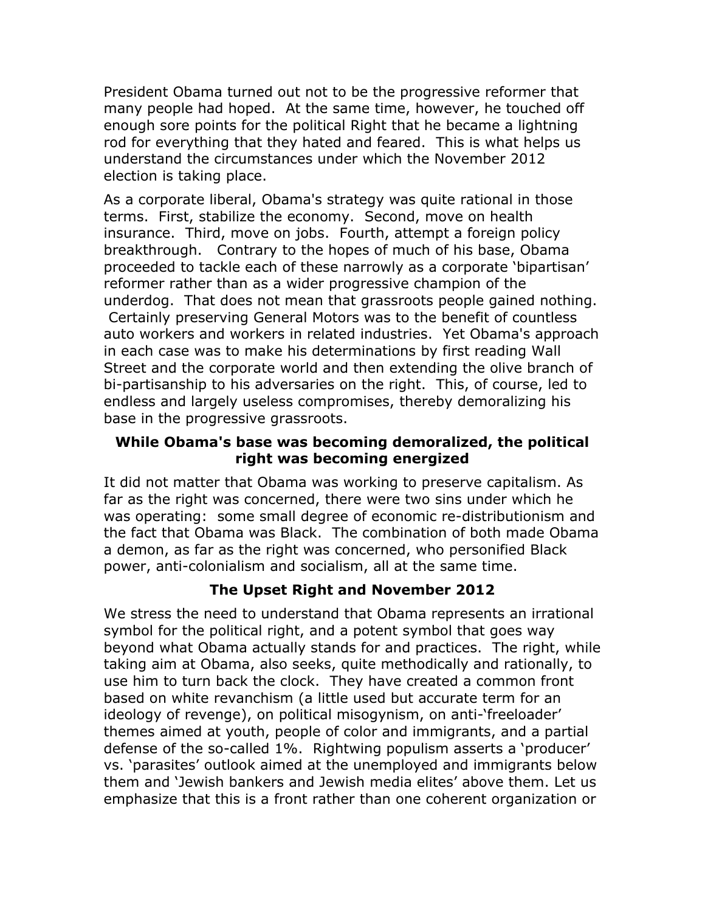President Obama turned out not to be the progressive reformer that many people had hoped. At the same time, however, he touched off enough sore points for the political Right that he became a lightning rod for everything that they hated and feared. This is what helps us understand the circumstances under which the November 2012 election is taking place.

As a corporate liberal, Obama's strategy was quite rational in those terms. First, stabilize the economy. Second, move on health insurance. Third, move on jobs. Fourth, attempt a foreign policy breakthrough. Contrary to the hopes of much of his base, Obama proceeded to tackle each of these narrowly as a corporate 'bipartisan' reformer rather than as a wider progressive champion of the underdog. That does not mean that grassroots people gained nothing. Certainly preserving General Motors was to the benefit of countless auto workers and workers in related industries. Yet Obama's approach in each case was to make his determinations by first reading Wall Street and the corporate world and then extending the olive branch of bi-partisanship to his adversaries on the right. This, of course, led to endless and largely useless compromises, thereby demoralizing his base in the progressive grassroots.

### While Obama's base was becoming demoralized, the political right was becoming energized

It did not matter that Obama was working to preserve capitalism. As far as the right was concerned, there were two sins under which he was operating: some small degree of economic re-distributionism and the fact that Obama was Black. The combination of both made Obama a demon, as far as the right was concerned, who personified Black power, anti-colonialism and socialism, all at the same time.

### The Upset Right and November 2012

We stress the need to understand that Obama represents an irrational symbol for the political right, and a potent symbol that goes way beyond what Obama actually stands for and practices. The right, while taking aim at Obama, also seeks, quite methodically and rationally, to use him to turn back the clock. They have created a common front based on white revanchism (a little used but accurate term for an ideology of revenge), on political misogynism, on anti-'freeloader' themes aimed at youth, people of color and immigrants, and a partial defense of the so-called 1%. Rightwing populism asserts a 'producer' vs. 'parasites' outlook aimed at the unemployed and immigrants below them and 'Jewish bankers and Jewish media elites' above them. Let us emphasize that this is a front rather than one coherent organization or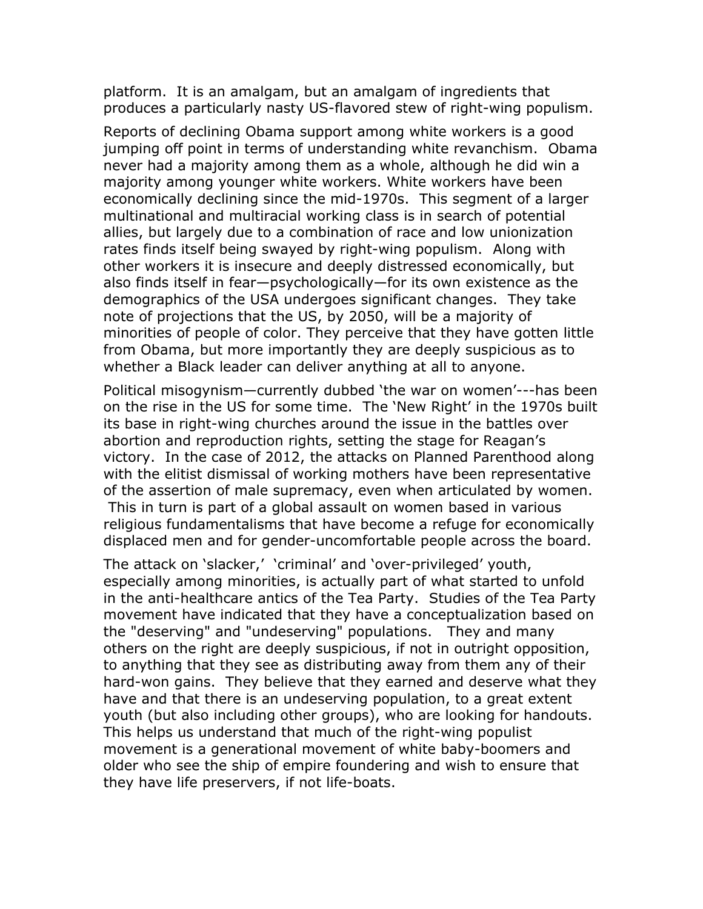platform. It is an amalgam, but an amalgam of ingredients that produces a particularly nasty US-flavored stew of right-wing populism.

Reports of declining Obama support among white workers is a good jumping off point in terms of understanding white revanchism. Obama never had a majority among them as a whole, although he did win a majority among younger white workers. White workers have been economically declining since the mid-1970s. This segment of a larger multinational and multiracial working class is in search of potential allies, but largely due to a combination of race and low unionization rates finds itself being swayed by right-wing populism. Along with other workers it is insecure and deeply distressed economically, but also finds itself in fear—psychologically—for its own existence as the demographics of the USA undergoes significant changes. They take note of projections that the US, by 2050, will be a majority of minorities of people of color. They perceive that they have gotten little from Obama, but more importantly they are deeply suspicious as to whether a Black leader can deliver anything at all to anyone.

Political misogynism—currently dubbed 'the war on women'---has been on the rise in the US for some time. The 'New Right' in the 1970s built its base in right-wing churches around the issue in the battles over abortion and reproduction rights, setting the stage for Reagan's victory. In the case of 2012, the attacks on Planned Parenthood along with the elitist dismissal of working mothers have been representative of the assertion of male supremacy, even when articulated by women. This in turn is part of a global assault on women based in various religious fundamentalisms that have become a refuge for economically displaced men and for gender-uncomfortable people across the board.

The attack on 'slacker,' 'criminal' and 'over-privileged' youth, especially among minorities, is actually part of what started to unfold in the anti-healthcare antics of the Tea Party. Studies of the Tea Party movement have indicated that they have a conceptualization based on the "deserving" and "undeserving" populations. They and many others on the right are deeply suspicious, if not in outright opposition, to anything that they see as distributing away from them any of their hard-won gains. They believe that they earned and deserve what they have and that there is an undeserving population, to a great extent youth (but also including other groups), who are looking for handouts. This helps us understand that much of the right-wing populist movement is a generational movement of white baby-boomers and older who see the ship of empire foundering and wish to ensure that they have life preservers, if not life-boats.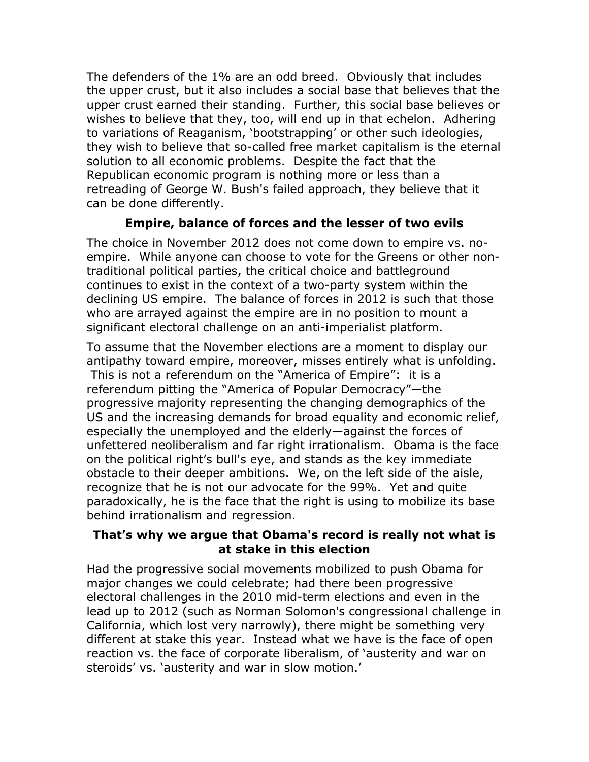The defenders of the 1% are an odd breed. Obviously that includes the upper crust, but it also includes a social base that believes that the upper crust earned their standing. Further, this social base believes or wishes to believe that they, too, will end up in that echelon. Adhering to variations of Reaganism, 'bootstrapping' or other such ideologies, they wish to believe that so-called free market capitalism is the eternal solution to all economic problems. Despite the fact that the Republican economic program is nothing more or less than a retreading of George W. Bush's failed approach, they believe that it can be done differently.

### Empire, balance of forces and the lesser of two evils

The choice in November 2012 does not come down to empire vs. no-empire. While anyone can choose to vote for the Greens or other non-traditional political parties, the critical choice and battleground continues to exist in the context of a two-party system within the declining US empire. The balance of forces in 2012 is such that those who are arrayed against the empire are in no position to mount a significant electoral challenge on an anti-imperialist platform.

To assume that the November elections are a moment to display our antipathy toward empire, moreover, misses entirely what is unfolding. This is not a referendum on the "America of Empire": it is a referendum pitting the "America of Popular Democracy"—the progressive majority representing the changing demographics of the US and the increasing demands for broad equality and economic relief, especially the unemployed and the elderly—against the forces of unfettered neoliberalism and far right irrationalism. Obama is the face on the political right's bull's eye, and stands as the key immediate obstacle to their deeper ambitions. We, on the left side of the aisle, recognize that he is not our advocate for the 99%. Yet and quite paradoxically, he is the face that the right is using to mobilize its base behind irrationalism and regression.

### That's why we argue that Obama's record is really not what is at stake in this election

Had the progressive social movements mobilized to push Obama for major changes we could celebrate; had there been progressive electoral challenges in the 2010 mid-term elections and even in the lead up to 2012 (such as Norman Solomon's congressional challenge in California, which lost very narrowly), there might be something very different at stake this year. Instead what we have is the face of open reaction vs. the face of corporate liberalism, of 'austerity and war on steroids' vs. 'austerity and war in slow motion.'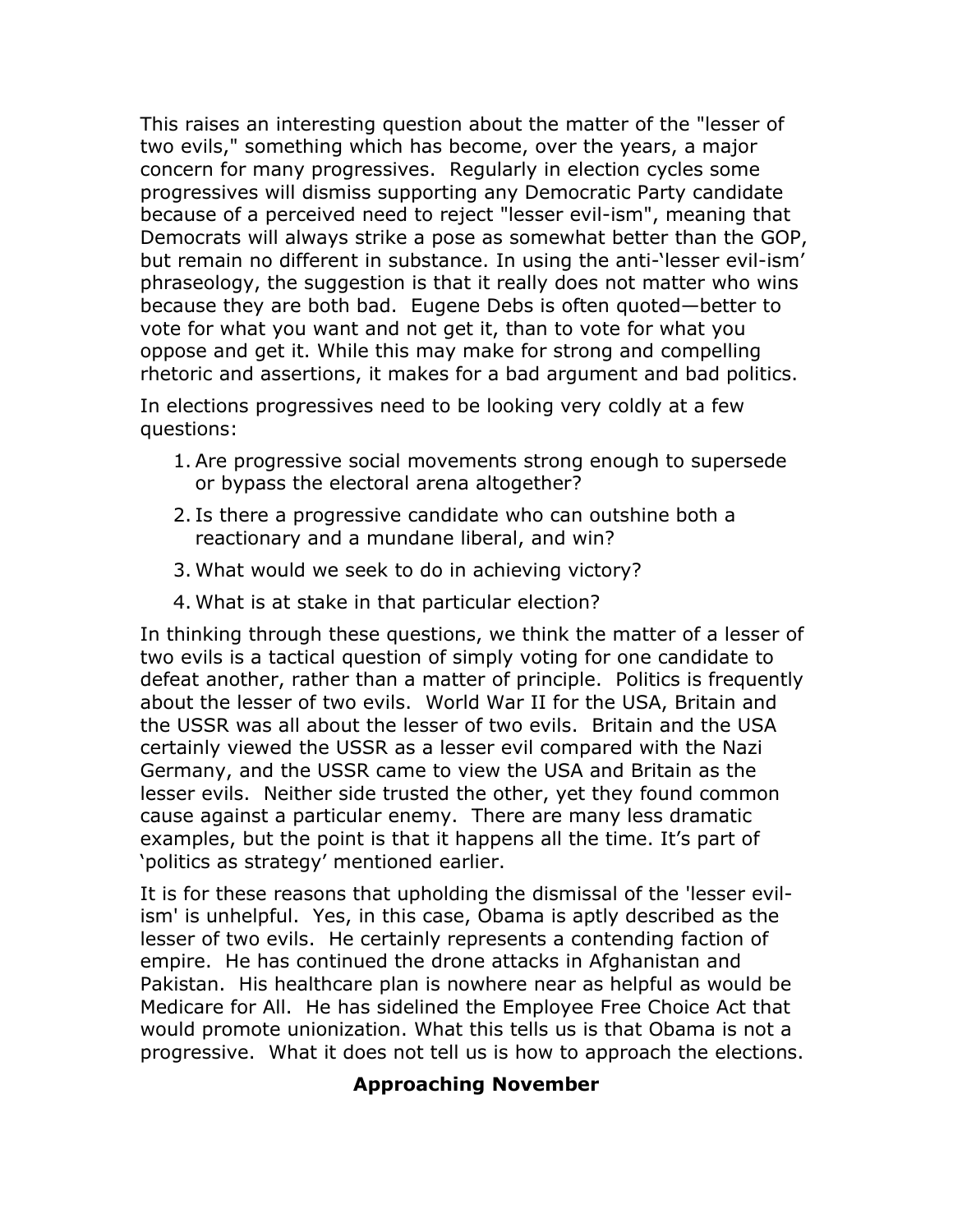This raises an interesting question about the matter of the "lesser of two evils," something which has become, over the years, a major concern for many progressives. Regularly in election cycles some progressives will dismiss supporting any Democratic Party candidate because of a perceived need to reject "lesser evil-ism", meaning that Democrats will always strike a pose as somewhat better than the GOP, but remain no different in substance. In using the anti-'lesser evil-ism' phraseology, the suggestion is that it really does not matter who wins because they are both bad. Eugene Debs is often quoted—better to vote for what you want and not get it, than to vote for what you oppose and get it. While this may make for strong and compelling rhetoric and assertions, it makes for a bad argument and bad politics.

In elections progressives need to be looking very coldly at a few questions:

1. Are progressive social movements strong enough to supersede or bypass the electoral arena altogether?
2. Is there a progressive candidate who can outshine both a reactionary and a mundane liberal, and win?
3. What would we seek to do in achieving victory?
4. What is at stake in that particular election?

In thinking through these questions, we think the matter of a lesser of two evils is a tactical question of simply voting for one candidate to defeat another, rather than a matter of principle. Politics is frequently about the lesser of two evils. World War II for the USA, Britain and the USSR was all about the lesser of two evils. Britain and the USA certainly viewed the USSR as a lesser evil compared with the Nazi Germany, and the USSR came to view the USA and Britain as the lesser evils. Neither side trusted the other, yet they found common cause against a particular enemy. There are many less dramatic examples, but the point is that it happens all the time. It's part of 'politics as strategy' mentioned earlier.

It is for these reasons that upholding the dismissal of the 'lesser evil-ism' is unhelpful. Yes, in this case, Obama is aptly described as the lesser of two evils. He certainly represents a contending faction of empire. He has continued the drone attacks in Afghanistan and Pakistan. His healthcare plan is nowhere near as helpful as would be Medicare for All. He has sidelined the Employee Free Choice Act that would promote unionization. What this tells us is that Obama is not a progressive. What it does not tell us is how to approach the elections.

## Approaching November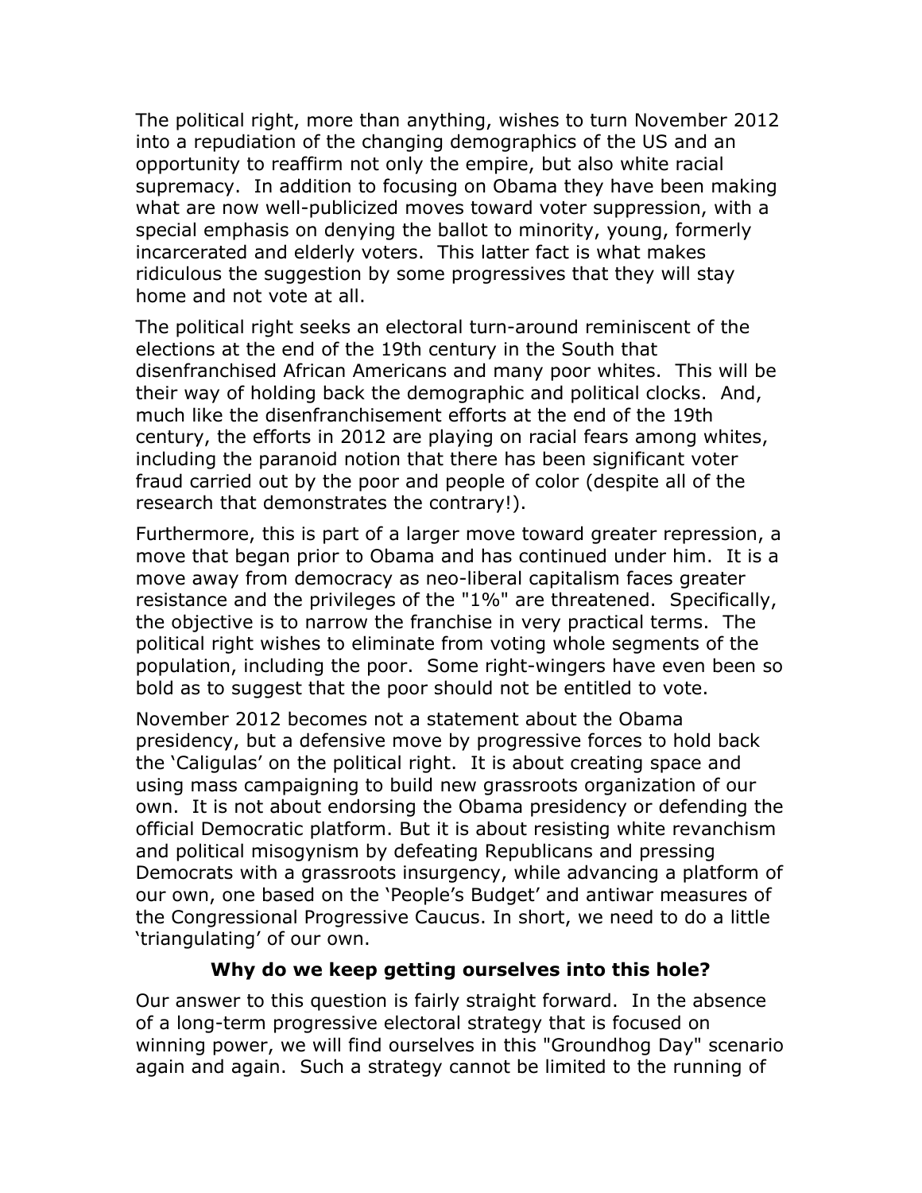The political right, more than anything, wishes to turn November 2012 into a repudiation of the changing demographics of the US and an opportunity to reaffirm not only the empire, but also white racial supremacy. In addition to focusing on Obama they have been making what are now well-publicized moves toward voter suppression, with a special emphasis on denying the ballot to minority, young, formerly incarcerated and elderly voters. This latter fact is what makes ridiculous the suggestion by some progressives that they will stay home and not vote at all.

The political right seeks an electoral turn-around reminiscent of the elections at the end of the 19th century in the South that disenfranchised African Americans and many poor whites. This will be their way of holding back the demographic and political clocks. And, much like the disenfranchisement efforts at the end of the 19th century, the efforts in 2012 are playing on racial fears among whites, including the paranoid notion that there has been significant voter fraud carried out by the poor and people of color (despite all of the research that demonstrates the contrary!).

Furthermore, this is part of a larger move toward greater repression, a move that began prior to Obama and has continued under him. It is a move away from democracy as neo-liberal capitalism faces greater resistance and the privileges of the "1%" are threatened. Specifically, the objective is to narrow the franchise in very practical terms. The political right wishes to eliminate from voting whole segments of the population, including the poor. Some right-wingers have even been so bold as to suggest that the poor should not be entitled to vote.

November 2012 becomes not a statement about the Obama presidency, but a defensive move by progressive forces to hold back the 'Caligulas' on the political right. It is about creating space and using mass campaigning to build new grassroots organization of our own. It is not about endorsing the Obama presidency or defending the official Democratic platform. But it is about resisting white revanchism and political misogynism by defeating Republicans and pressing Democrats with a grassroots insurgency, while advancing a platform of our own, one based on the 'People's Budget' and antiwar measures of the Congressional Progressive Caucus. In short, we need to do a little 'triangulating' of our own.

### Why do we keep getting ourselves into this hole?

Our answer to this question is fairly straight forward. In the absence of a long-term progressive electoral strategy that is focused on winning power, we will find ourselves in this "Groundhog Day" scenario again and again. Such a strategy cannot be limited to the running of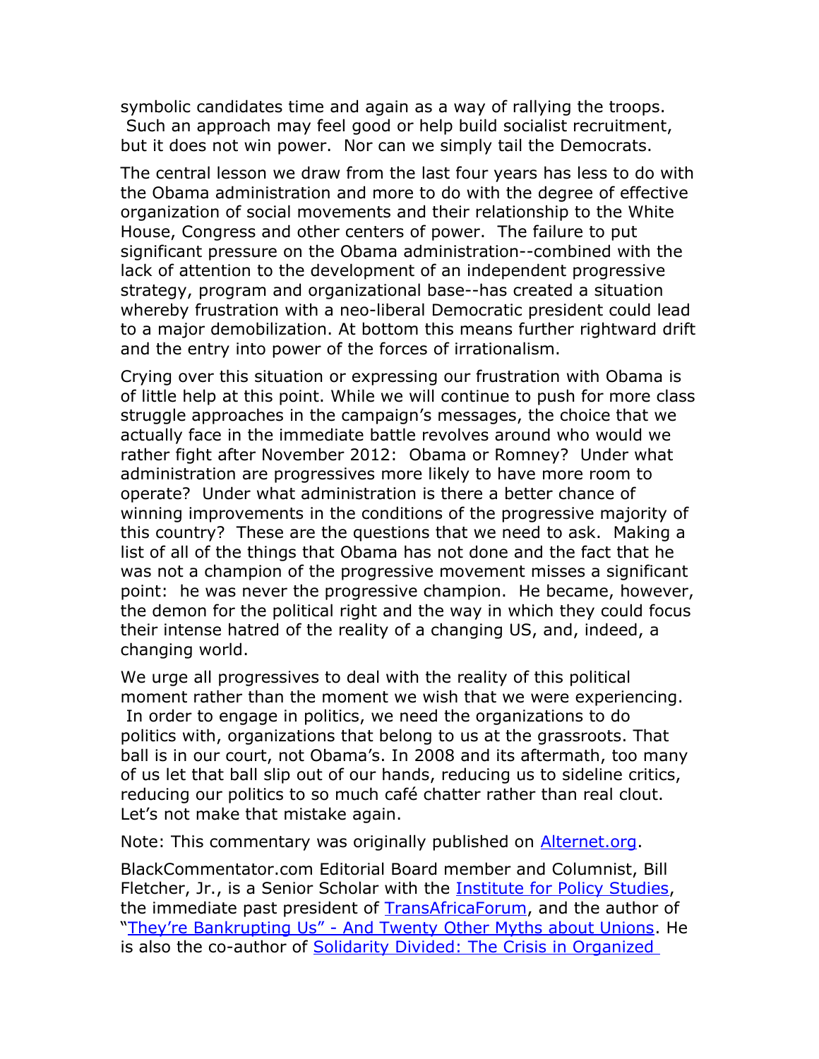symbolic candidates time and again as a way of rallying the troops. Such an approach may feel good or help build socialist recruitment, but it does not win power. Nor can we simply tail the Democrats.

The central lesson we draw from the last four years has less to do with the Obama administration and more to do with the degree of effective organization of social movements and their relationship to the White House, Congress and other centers of power. The failure to put significant pressure on the Obama administration--combined with the lack of attention to the development of an independent progressive strategy, program and organizational base--has created a situation whereby frustration with a neo-liberal Democratic president could lead to a major demobilization. At bottom this means further rightward drift and the entry into power of the forces of irrationalism.

Crying over this situation or expressing our frustration with Obama is of little help at this point. While we will continue to push for more class struggle approaches in the campaign's messages, the choice that we actually face in the immediate battle revolves around who would we rather fight after November 2012: Obama or Romney? Under what administration are progressives more likely to have more room to operate? Under what administration is there a better chance of winning improvements in the conditions of the progressive majority of this country? These are the questions that we need to ask. Making a list of all of the things that Obama has not done and the fact that he was not a champion of the progressive movement misses a significant point: he was never the progressive champion. He became, however, the demon for the political right and the way in which they could focus their intense hatred of the reality of a changing US, and, indeed, a changing world.

We urge all progressives to deal with the reality of this political moment rather than the moment we wish that we were experiencing. In order to engage in politics, we need the organizations to do politics with, organizations that belong to us at the grassroots. That ball is in our court, not Obama's. In 2008 and its aftermath, too many of us let that ball slip out of our hands, reducing us to sideline critics, reducing our politics to so much café chatter rather than real clout. Let's not make that mistake again.

Note: This commentary was originally published on Alternet.org.

BlackCommentator.com Editorial Board member and Columnist, Bill Fletcher, Jr., is a Senior Scholar with the Institute for Policy Studies, the immediate past president of TransAfricaForum, and the author of "They're Bankrupting Us" - And Twenty Other Myths about Unions. He is also the co-author of Solidarity Divided: The Crisis in Organized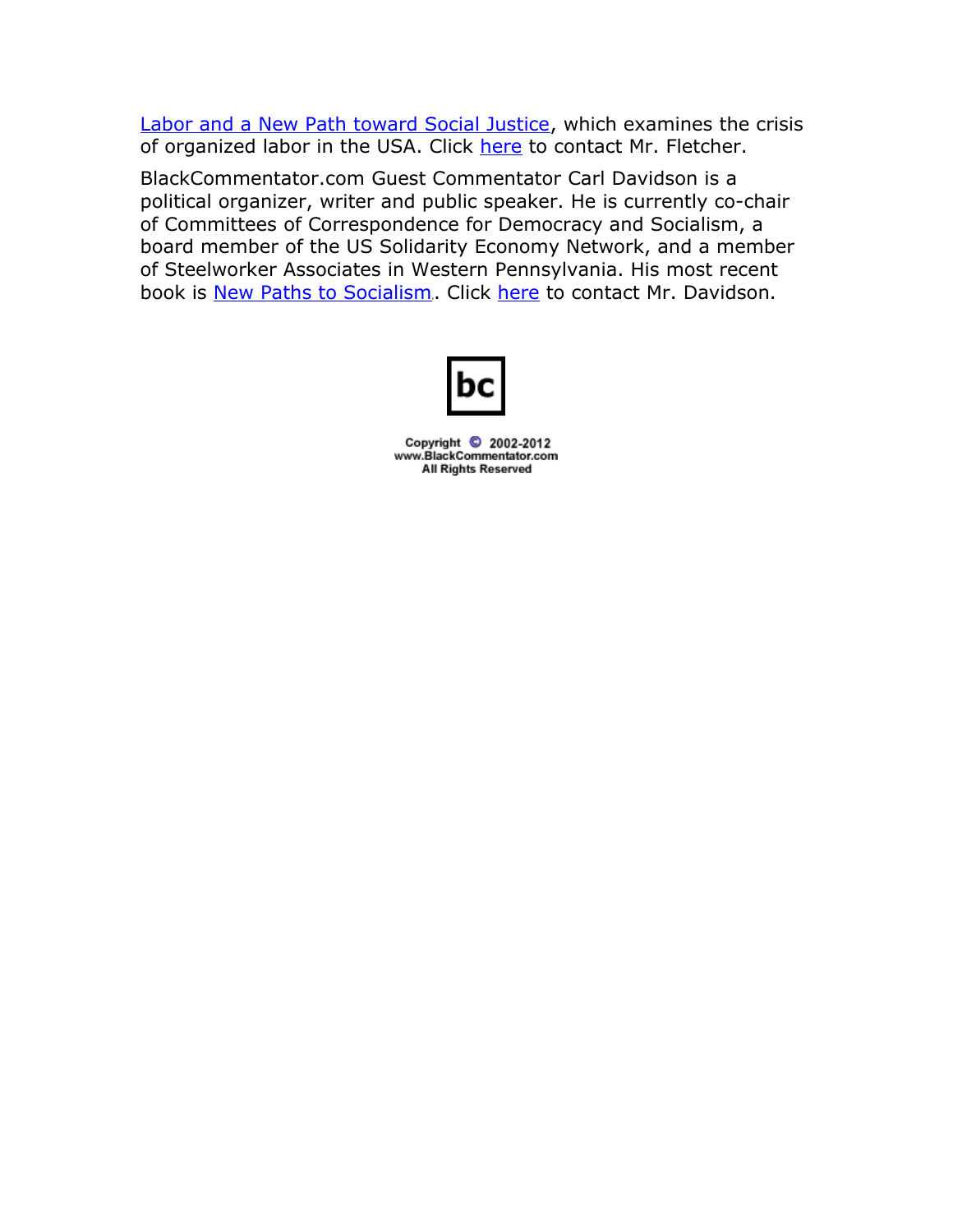Labor and a New Path toward Social Justice, which examines the crisis of organized labor in the USA. Click here to contact Mr. Fletcher.

BlackCommentator.com Guest Commentator Carl Davidson is a political organizer, writer and public speaker. He is currently co-chair of Committees of Correspondence for Democracy and Socialism, a board member of the US Solidarity Economy Network, and a member of Steelworker Associates in Western Pennsylvania. His most recent book is New Paths to Socialism. Click here to contact Mr. Davidson.

bc

Copyright © 2002-2012
www.BlackCommentator.com
All Rights Reserved